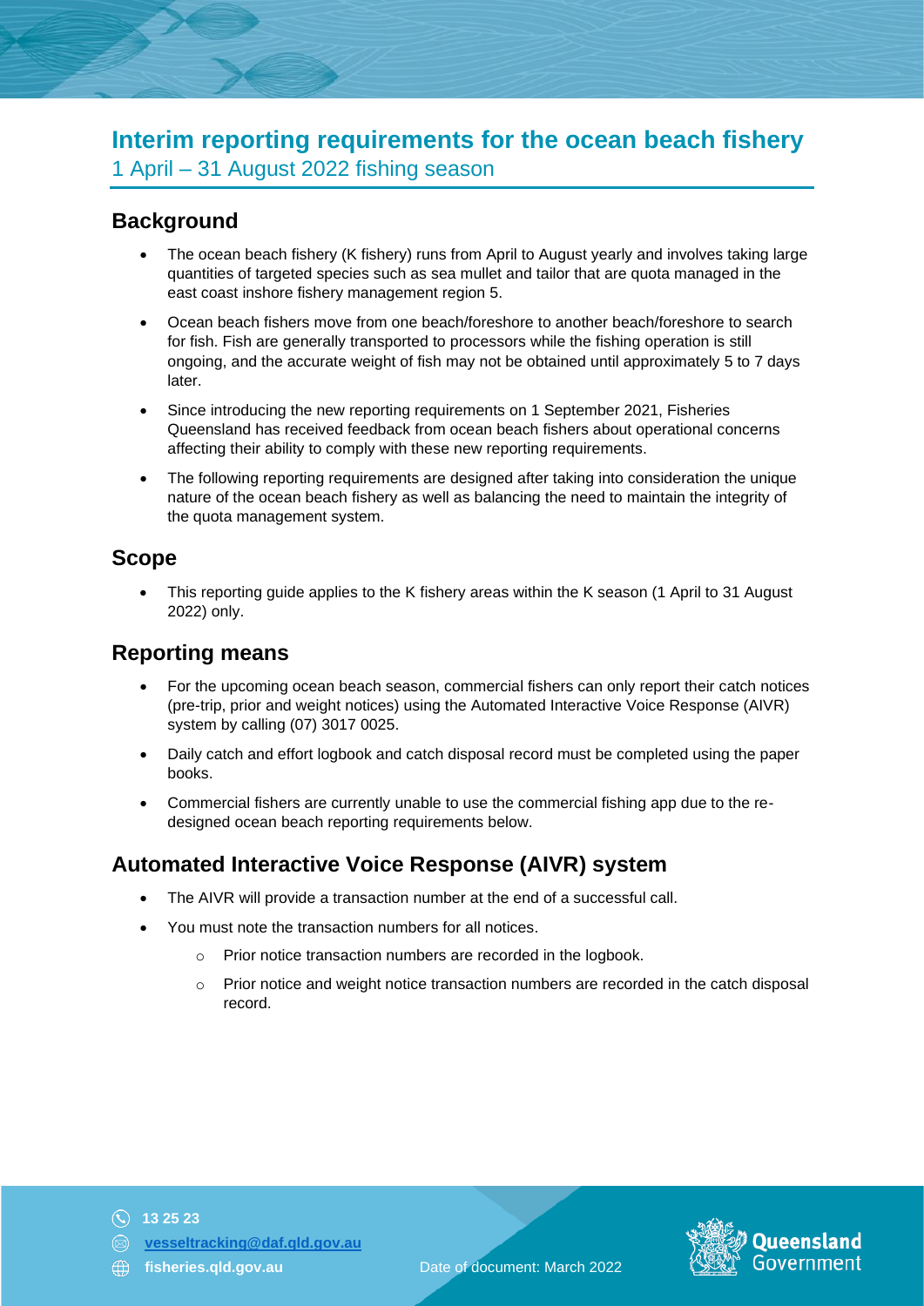# Interim reporting requirements for the ocean beach fishery

1 April – 31 August 2022 fishing season

## Background

- The ocean beach fishery (K fishery) runs from April to August yearly and involves taking large quantities of targeted species such as sea mullet and tailor that are quota managed in the east coast inshore fishery management region 5.
- Ocean beach fishers move from one beach/foreshore to another beach/foreshore to search for fish. Fish are generally transported to processors while the fishing operation is still ongoing, and the accurate weight of fish may not be obtained until approximately 5 to 7 days later.
- Since introducing the new reporting requirements on 1 September 2021, Fisheries Queensland has received feedback from ocean beach fishers about operational concerns affecting their ability to comply with these new reporting requirements.
- The following reporting requirements are designed after taking into consideration the unique nature of the ocean beach fishery as well as balancing the need to maintain the integrity of the quota management system.

## Scope

- This reporting guide applies to the K fishery areas within the K season (1 April to 31 August 2022) only.

## Reporting means

- For the upcoming ocean beach season, commercial fishers can only report their catch notices (pre-trip, prior and weight notices) using the Automated Interactive Voice Response (AIVR) system by calling (07) 3017 0025.
- Daily catch and effort logbook and catch disposal record must be completed using the paper books.
- Commercial fishers are currently unable to use the commercial fishing app due to the re-designed ocean beach reporting requirements below.

## Automated Interactive Voice Response (AIVR) system

- The AIVR will provide a transaction number at the end of a successful call.
- You must note the transaction numbers for all notices.
  - Prior notice transaction numbers are recorded in the logbook.
  - Prior notice and weight notice transaction numbers are recorded in the catch disposal record.

13 25 23

vesseltracking@daf.qld.gov.au

fisheries.qld.gov.au

Date of document: March 2022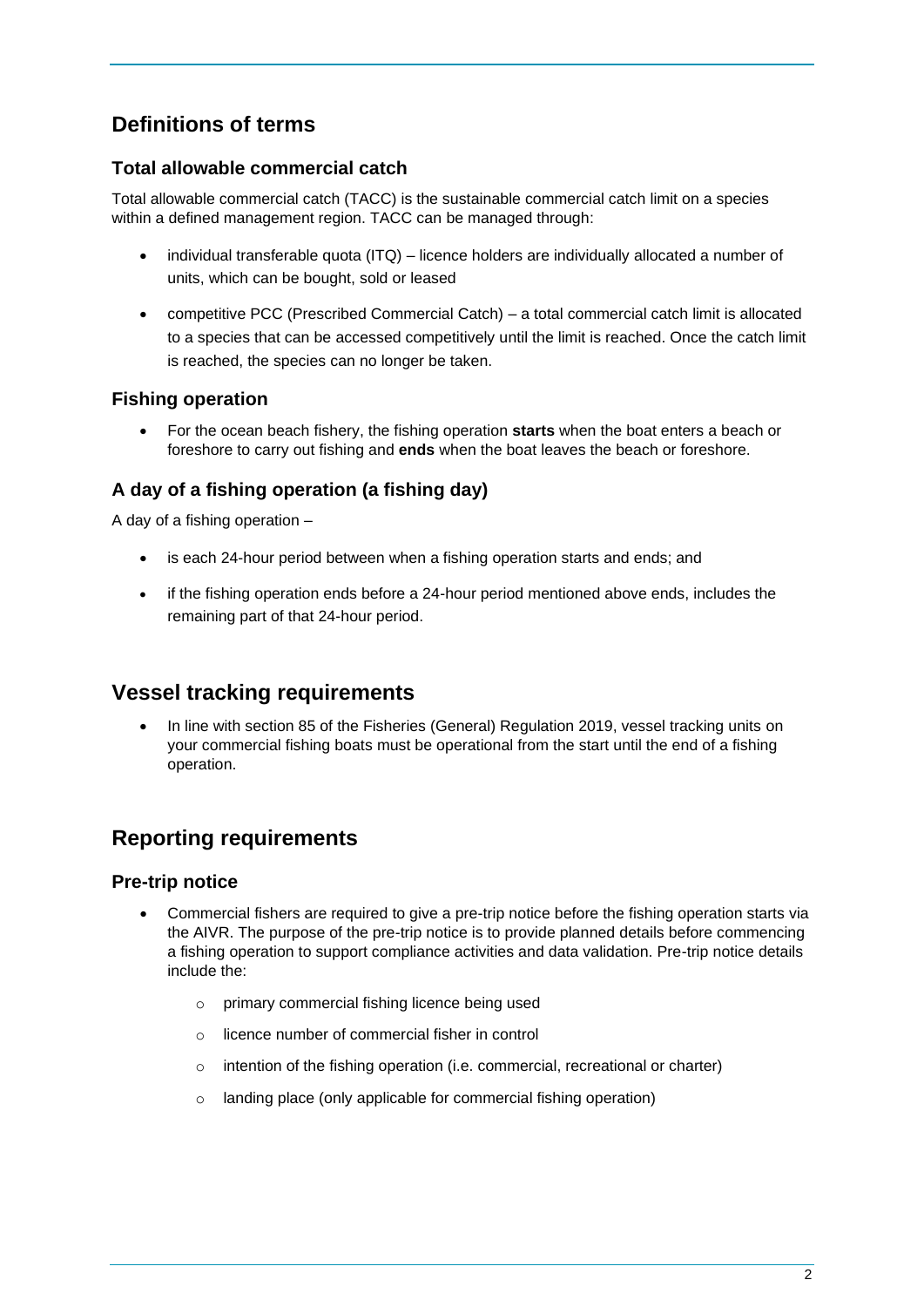## Definitions of terms

### Total allowable commercial catch

Total allowable commercial catch (TACC) is the sustainable commercial catch limit on a species within a defined management region. TACC can be managed through:

- individual transferable quota (ITQ) – licence holders are individually allocated a number of units, which can be bought, sold or leased
- competitive PCC (Prescribed Commercial Catch) – a total commercial catch limit is allocated to a species that can be accessed competitively until the limit is reached. Once the catch limit is reached, the species can no longer be taken.

### Fishing operation

- For the ocean beach fishery, the fishing operation **starts** when the boat enters a beach or foreshore to carry out fishing and **ends** when the boat leaves the beach or foreshore.

### A day of a fishing operation (a fishing day)

A day of a fishing operation –

- is each 24-hour period between when a fishing operation starts and ends; and
- if the fishing operation ends before a 24-hour period mentioned above ends, includes the remaining part of that 24-hour period.

## Vessel tracking requirements

- In line with section 85 of the Fisheries (General) Regulation 2019, vessel tracking units on your commercial fishing boats must be operational from the start until the end of a fishing operation.

## Reporting requirements

### Pre-trip notice

- Commercial fishers are required to give a pre-trip notice before the fishing operation starts via the AIVR. The purpose of the pre-trip notice is to provide planned details before commencing a fishing operation to support compliance activities and data validation. Pre-trip notice details include the:
  - primary commercial fishing licence being used
  - licence number of commercial fisher in control
  - intention of the fishing operation (i.e. commercial, recreational or charter)
  - landing place (only applicable for commercial fishing operation)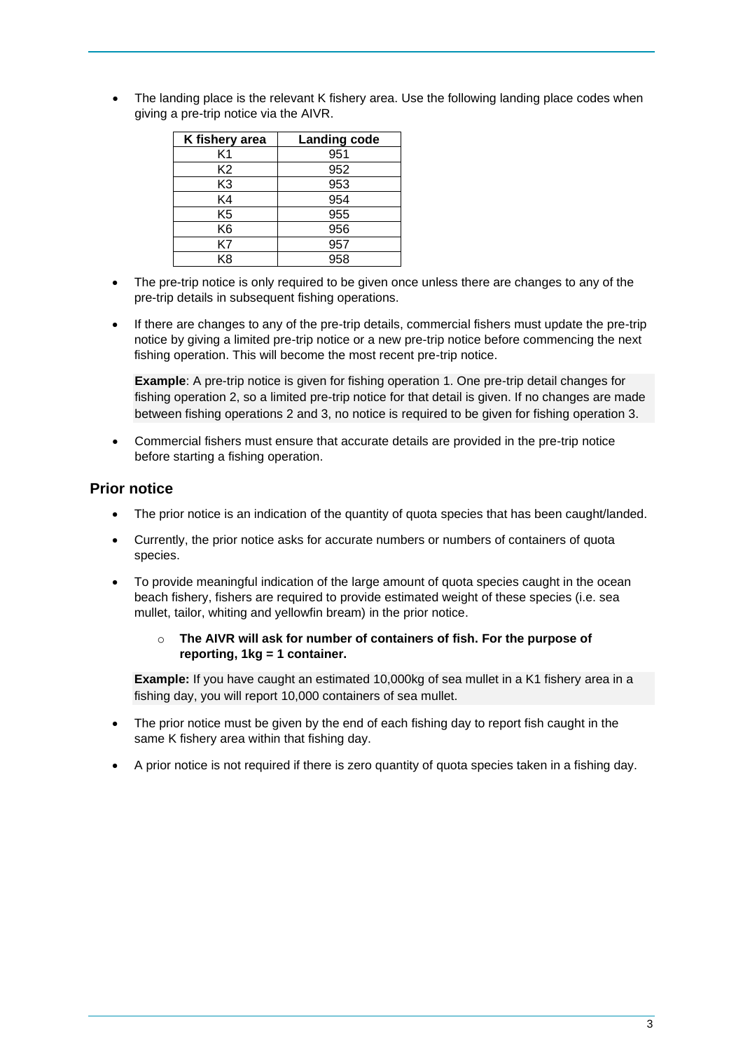- The landing place is the relevant K fishery area. Use the following landing place codes when giving a pre-trip notice via the AIVR.

| K fishery area | Landing code |
|---|---|
| K1 | 951 |
| K2 | 952 |
| K3 | 953 |
| K4 | 954 |
| K5 | 955 |
| K6 | 956 |
| K7 | 957 |
| K8 | 958 |

- The pre-trip notice is only required to be given once unless there are changes to any of the pre-trip details in subsequent fishing operations.
- If there are changes to any of the pre-trip details, commercial fishers must update the pre-trip notice by giving a limited pre-trip notice or a new pre-trip notice before commencing the next fishing operation. This will become the most recent pre-trip notice.

  **Example**: A pre-trip notice is given for fishing operation 1. One pre-trip detail changes for fishing operation 2, so a limited pre-trip notice for that detail is given. If no changes are made between fishing operations 2 and 3, no notice is required to be given for fishing operation 3.

- Commercial fishers must ensure that accurate details are provided in the pre-trip notice before starting a fishing operation.

## Prior notice

- The prior notice is an indication of the quantity of quota species that has been caught/landed.
- Currently, the prior notice asks for accurate numbers or numbers of containers of quota species.
- To provide meaningful indication of the large amount of quota species caught in the ocean beach fishery, fishers are required to provide estimated weight of these species (i.e. sea mullet, tailor, whiting and yellowfin bream) in the prior notice.
  - **The AIVR will ask for number of containers of fish. For the purpose of reporting, 1kg = 1 container.**

  **Example:** If you have caught an estimated 10,000kg of sea mullet in a K1 fishery area in a fishing day, you will report 10,000 containers of sea mullet.

- The prior notice must be given by the end of each fishing day to report fish caught in the same K fishery area within that fishing day.
- A prior notice is not required if there is zero quantity of quota species taken in a fishing day.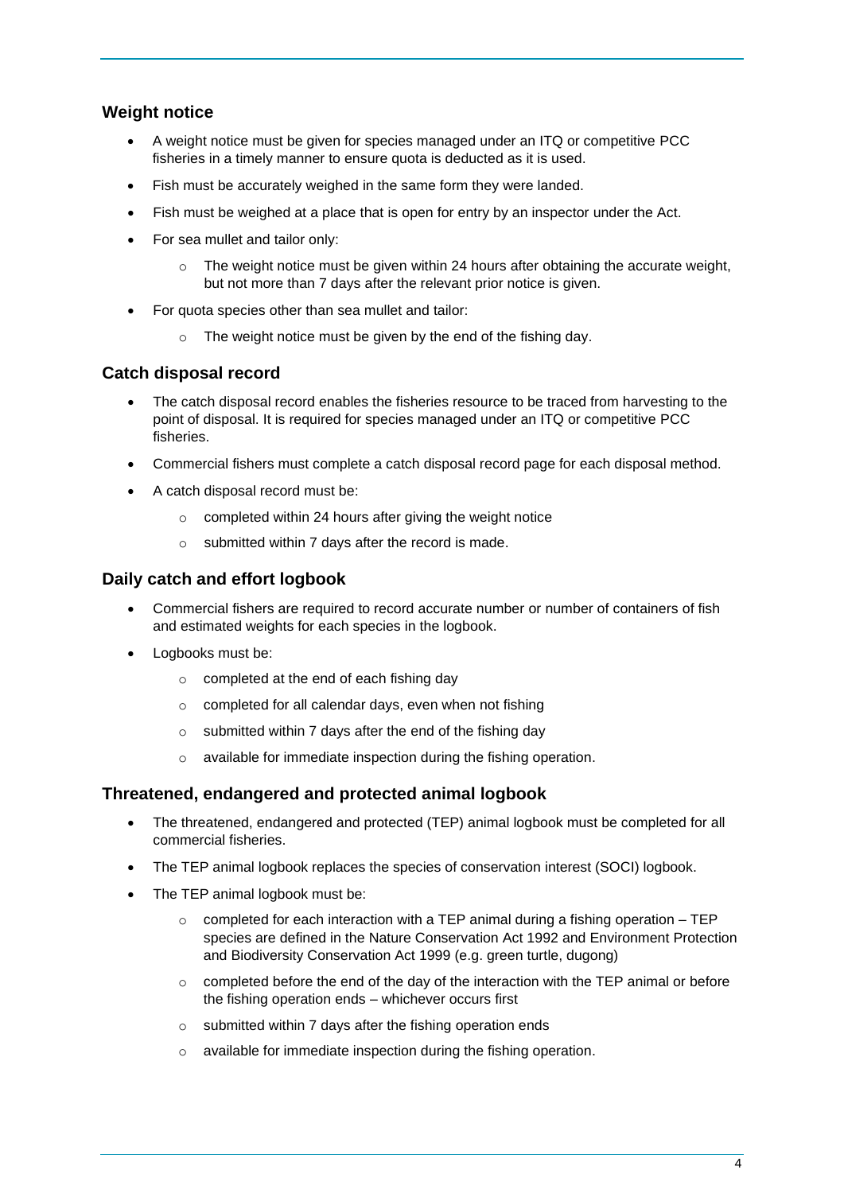## Weight notice

- A weight notice must be given for species managed under an ITQ or competitive PCC fisheries in a timely manner to ensure quota is deducted as it is used.
- Fish must be accurately weighed in the same form they were landed.
- Fish must be weighed at a place that is open for entry by an inspector under the Act.
- For sea mullet and tailor only:
    - The weight notice must be given within 24 hours after obtaining the accurate weight, but not more than 7 days after the relevant prior notice is given.
- For quota species other than sea mullet and tailor:
    - The weight notice must be given by the end of the fishing day.

## Catch disposal record

- The catch disposal record enables the fisheries resource to be traced from harvesting to the point of disposal. It is required for species managed under an ITQ or competitive PCC fisheries.
- Commercial fishers must complete a catch disposal record page for each disposal method.
- A catch disposal record must be:
    - completed within 24 hours after giving the weight notice
    - submitted within 7 days after the record is made.

## Daily catch and effort logbook

- Commercial fishers are required to record accurate number or number of containers of fish and estimated weights for each species in the logbook.
- Logbooks must be:
    - completed at the end of each fishing day
    - completed for all calendar days, even when not fishing
    - submitted within 7 days after the end of the fishing day
    - available for immediate inspection during the fishing operation.

## Threatened, endangered and protected animal logbook

- The threatened, endangered and protected (TEP) animal logbook must be completed for all commercial fisheries.
- The TEP animal logbook replaces the species of conservation interest (SOCI) logbook.
- The TEP animal logbook must be:
    - completed for each interaction with a TEP animal during a fishing operation – TEP species are defined in the Nature Conservation Act 1992 and Environment Protection and Biodiversity Conservation Act 1999 (e.g. green turtle, dugong)
    - completed before the end of the day of the interaction with the TEP animal or before the fishing operation ends – whichever occurs first
    - submitted within 7 days after the fishing operation ends
    - available for immediate inspection during the fishing operation.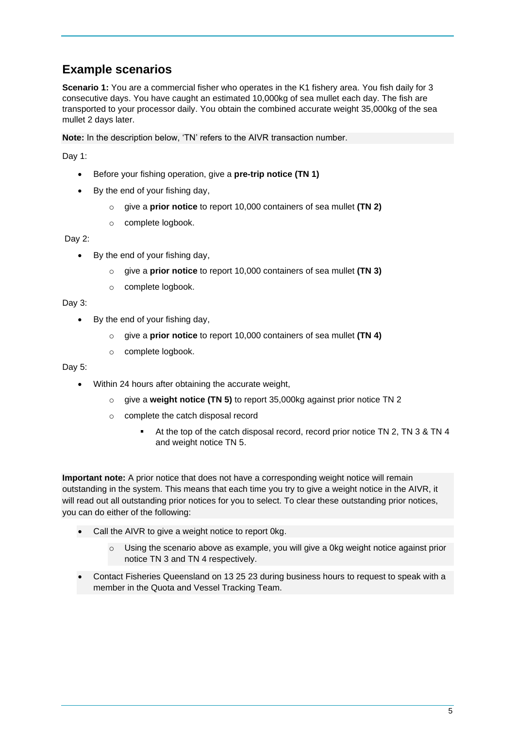## Example scenarios

**Scenario 1:** You are a commercial fisher who operates in the K1 fishery area. You fish daily for 3 consecutive days. You have caught an estimated 10,000kg of sea mullet each day. The fish are transported to your processor daily. You obtain the combined accurate weight 35,000kg of the sea mullet 2 days later.

**Note:** In the description below, 'TN' refers to the AIVR transaction number.

Day 1:

- Before your fishing operation, give a **pre-trip notice (TN 1)**
- By the end of your fishing day,
  - give a **prior notice** to report 10,000 containers of sea mullet **(TN 2)**
  - complete logbook.

Day 2:

- By the end of your fishing day,
  - give a **prior notice** to report 10,000 containers of sea mullet **(TN 3)**
  - complete logbook.

Day 3:

- By the end of your fishing day,
  - give a **prior notice** to report 10,000 containers of sea mullet **(TN 4)**
  - complete logbook.

Day 5:

- Within 24 hours after obtaining the accurate weight,
  - give a **weight notice (TN 5)** to report 35,000kg against prior notice TN 2
  - complete the catch disposal record
    - At the top of the catch disposal record, record prior notice TN 2, TN 3 & TN 4 and weight notice TN 5.

**Important note:** A prior notice that does not have a corresponding weight notice will remain outstanding in the system. This means that each time you try to give a weight notice in the AIVR, it will read out all outstanding prior notices for you to select. To clear these outstanding prior notices, you can do either of the following:

- Call the AIVR to give a weight notice to report 0kg.
  - Using the scenario above as example, you will give a 0kg weight notice against prior notice TN 3 and TN 4 respectively.
- Contact Fisheries Queensland on 13 25 23 during business hours to request to speak with a member in the Quota and Vessel Tracking Team.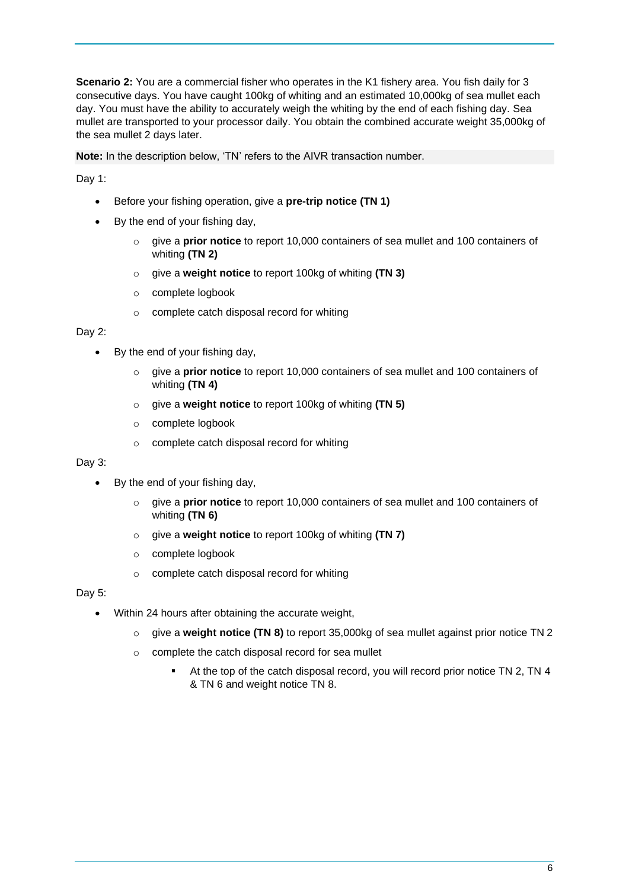**Scenario 2:** You are a commercial fisher who operates in the K1 fishery area. You fish daily for 3 consecutive days. You have caught 100kg of whiting and an estimated 10,000kg of sea mullet each day. You must have the ability to accurately weigh the whiting by the end of each fishing day. Sea mullet are transported to your processor daily. You obtain the combined accurate weight 35,000kg of the sea mullet 2 days later.

**Note:** In the description below, 'TN' refers to the AIVR transaction number.

Day 1:

- Before your fishing operation, give a **pre-trip notice (TN 1)**
- By the end of your fishing day,
  - give a **prior notice** to report 10,000 containers of sea mullet and 100 containers of whiting **(TN 2)**
  - give a **weight notice** to report 100kg of whiting **(TN 3)**
  - complete logbook
  - complete catch disposal record for whiting

Day 2:

- By the end of your fishing day,
  - give a **prior notice** to report 10,000 containers of sea mullet and 100 containers of whiting **(TN 4)**
  - give a **weight notice** to report 100kg of whiting **(TN 5)**
  - complete logbook
  - complete catch disposal record for whiting

Day 3:

- By the end of your fishing day,
  - give a **prior notice** to report 10,000 containers of sea mullet and 100 containers of whiting **(TN 6)**
  - give a **weight notice** to report 100kg of whiting **(TN 7)**
  - complete logbook
  - complete catch disposal record for whiting

Day 5:

- Within 24 hours after obtaining the accurate weight,
  - give a **weight notice (TN 8)** to report 35,000kg of sea mullet against prior notice TN 2
  - complete the catch disposal record for sea mullet
    - At the top of the catch disposal record, you will record prior notice TN 2, TN 4 & TN 6 and weight notice TN 8.